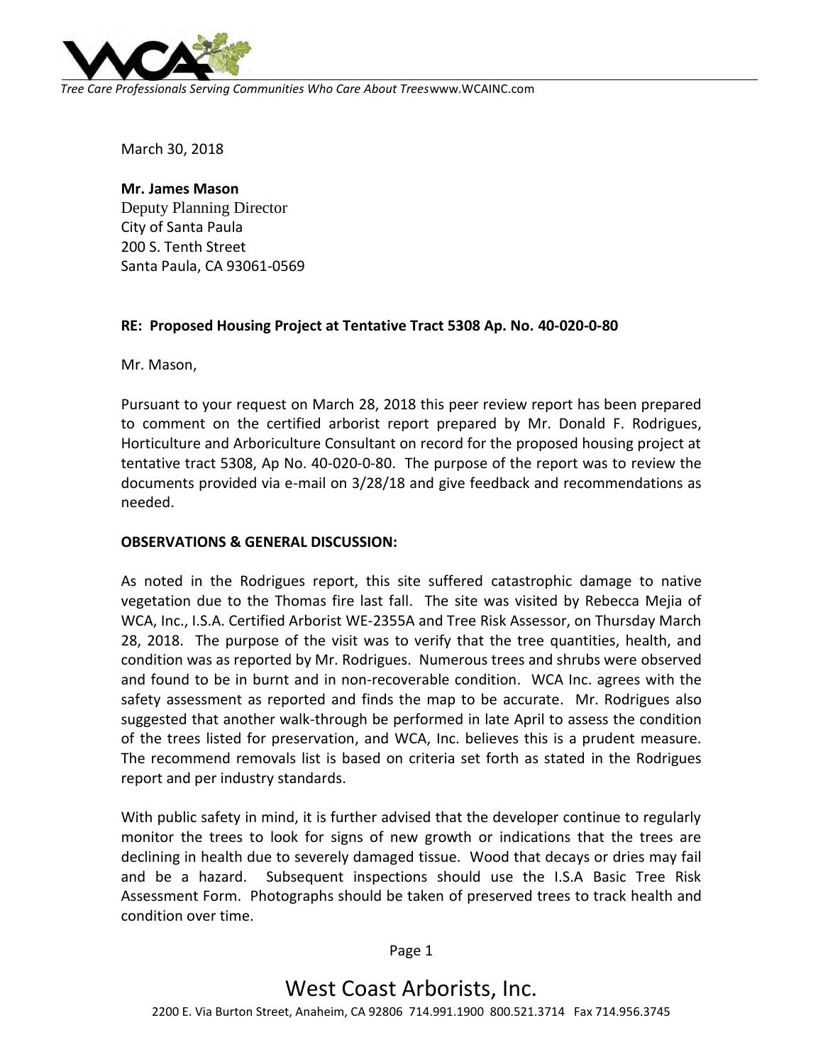*Tree Care Professionals Serving Communities Who Care About Trees*www.WCAINC.com

March 30, 2018

**Mr. James Mason**
Deputy Planning Director
City of Santa Paula
200 S. Tenth Street
Santa Paula, CA 93061-0569

**RE: Proposed Housing Project at Tentative Tract 5308 Ap. No. 40-020-0-80**

Mr. Mason,

Pursuant to your request on March 28, 2018 this peer review report has been prepared to comment on the certified arborist report prepared by Mr. Donald F. Rodrigues, Horticulture and Arboriculture Consultant on record for the proposed housing project at tentative tract 5308, Ap No. 40-020-0-80. The purpose of the report was to review the documents provided via e-mail on 3/28/18 and give feedback and recommendations as needed.

**OBSERVATIONS & GENERAL DISCUSSION:**

As noted in the Rodrigues report, this site suffered catastrophic damage to native vegetation due to the Thomas fire last fall. The site was visited by Rebecca Mejia of WCA, Inc., I.S.A. Certified Arborist WE-2355A and Tree Risk Assessor, on Thursday March 28, 2018. The purpose of the visit was to verify that the tree quantities, health, and condition was as reported by Mr. Rodrigues. Numerous trees and shrubs were observed and found to be in burnt and in non-recoverable condition. WCA Inc. agrees with the safety assessment as reported and finds the map to be accurate. Mr. Rodrigues also suggested that another walk-through be performed in late April to assess the condition of the trees listed for preservation, and WCA, Inc. believes this is a prudent measure. The recommend removals list is based on criteria set forth as stated in the Rodrigues report and per industry standards.

With public safety in mind, it is further advised that the developer continue to regularly monitor the trees to look for signs of new growth or indications that the trees are declining in health due to severely damaged tissue. Wood that decays or dries may fail and be a hazard. Subsequent inspections should use the I.S.A Basic Tree Risk Assessment Form. Photographs should be taken of preserved trees to track health and condition over time.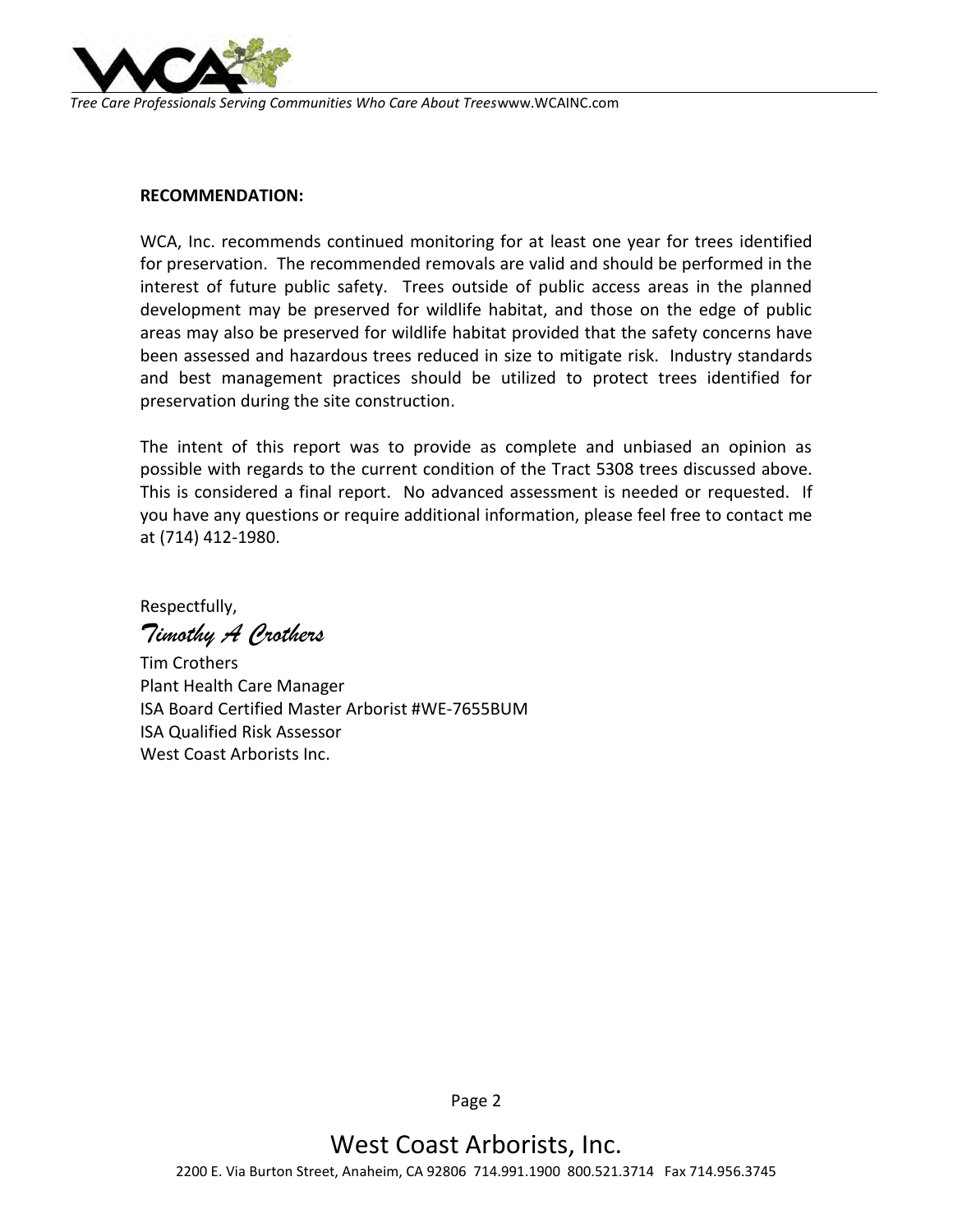**RECOMMENDATION:**

WCA, Inc. recommends continued monitoring for at least one year for trees identified for preservation. The recommended removals are valid and should be performed in the interest of future public safety. Trees outside of public access areas in the planned development may be preserved for wildlife habitat, and those on the edge of public areas may also be preserved for wildlife habitat provided that the safety concerns have been assessed and hazardous trees reduced in size to mitigate risk. Industry standards and best management practices should be utilized to protect trees identified for preservation during the site construction.

The intent of this report was to provide as complete and unbiased an opinion as possible with regards to the current condition of the Tract 5308 trees discussed above. This is considered a final report. No advanced assessment is needed or requested. If you have any questions or require additional information, please feel free to contact me at (714) 412-1980.

Respectfully,

*Timothy A Crothers*

Tim Crothers
Plant Health Care Manager
ISA Board Certified Master Arborist #WE-7655BUM
ISA Qualified Risk Assessor
West Coast Arborists Inc.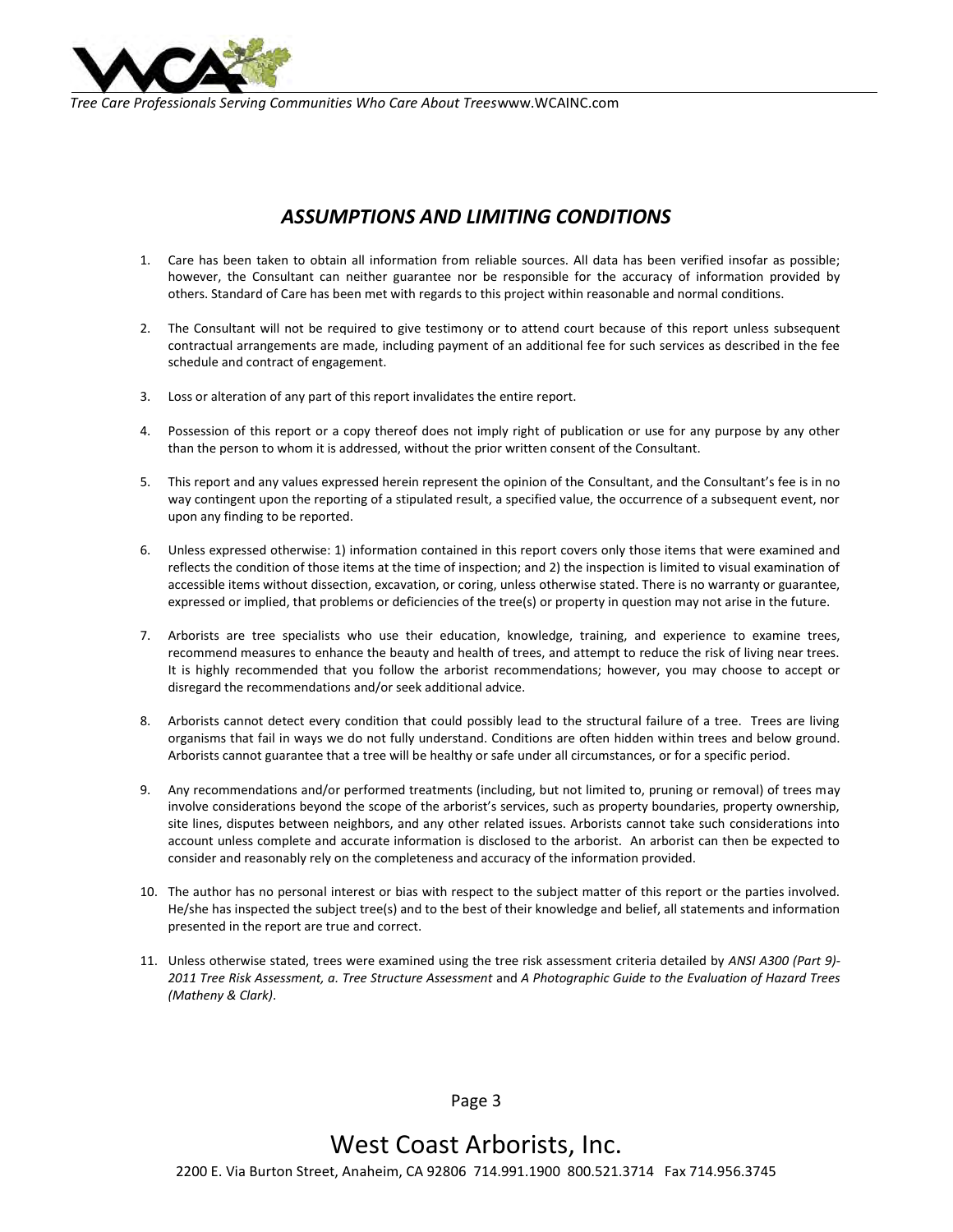## *ASSUMPTIONS AND LIMITING CONDITIONS*

1. Care has been taken to obtain all information from reliable sources. All data has been verified insofar as possible; however, the Consultant can neither guarantee nor be responsible for the accuracy of information provided by others. Standard of Care has been met with regards to this project within reasonable and normal conditions.

2. The Consultant will not be required to give testimony or to attend court because of this report unless subsequent contractual arrangements are made, including payment of an additional fee for such services as described in the fee schedule and contract of engagement.

3. Loss or alteration of any part of this report invalidates the entire report.

4. Possession of this report or a copy thereof does not imply right of publication or use for any purpose by any other than the person to whom it is addressed, without the prior written consent of the Consultant.

5. This report and any values expressed herein represent the opinion of the Consultant, and the Consultant's fee is in no way contingent upon the reporting of a stipulated result, a specified value, the occurrence of a subsequent event, nor upon any finding to be reported.

6. Unless expressed otherwise: 1) information contained in this report covers only those items that were examined and reflects the condition of those items at the time of inspection; and 2) the inspection is limited to visual examination of accessible items without dissection, excavation, or coring, unless otherwise stated. There is no warranty or guarantee, expressed or implied, that problems or deficiencies of the tree(s) or property in question may not arise in the future.

7. Arborists are tree specialists who use their education, knowledge, training, and experience to examine trees, recommend measures to enhance the beauty and health of trees, and attempt to reduce the risk of living near trees. It is highly recommended that you follow the arborist recommendations; however, you may choose to accept or disregard the recommendations and/or seek additional advice.

8. Arborists cannot detect every condition that could possibly lead to the structural failure of a tree. Trees are living organisms that fail in ways we do not fully understand. Conditions are often hidden within trees and below ground. Arborists cannot guarantee that a tree will be healthy or safe under all circumstances, or for a specific period.

9. Any recommendations and/or performed treatments (including, but not limited to, pruning or removal) of trees may involve considerations beyond the scope of the arborist's services, such as property boundaries, property ownership, site lines, disputes between neighbors, and any other related issues. Arborists cannot take such considerations into account unless complete and accurate information is disclosed to the arborist. An arborist can then be expected to consider and reasonably rely on the completeness and accuracy of the information provided.

10. The author has no personal interest or bias with respect to the subject matter of this report or the parties involved. He/she has inspected the subject tree(s) and to the best of their knowledge and belief, all statements and information presented in the report are true and correct.

11. Unless otherwise stated, trees were examined using the tree risk assessment criteria detailed by *ANSI A300 (Part 9)-2011 Tree Risk Assessment, a. Tree Structure Assessment* and *A Photographic Guide to the Evaluation of Hazard Trees (Matheny & Clark)*.